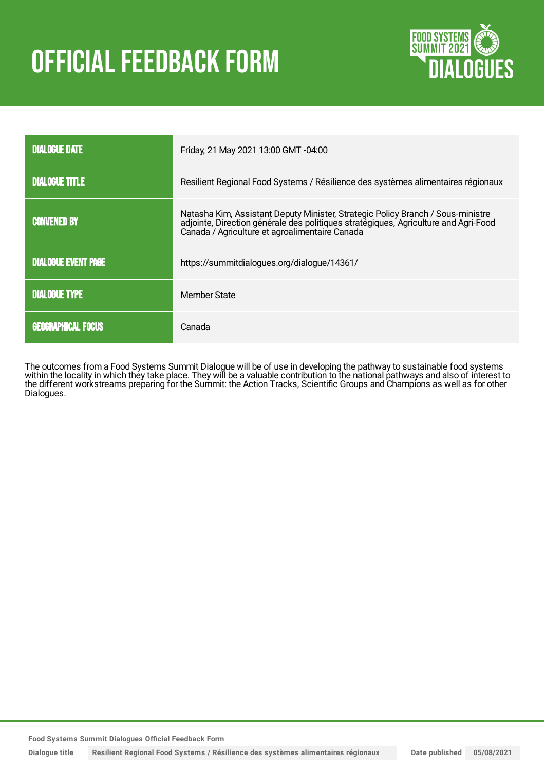# OFFICIAL FEEDBACK FORM

| | |
|---|---|
| **DIALOGUE DATE** | Friday, 21 May 2021 13:00 GMT -04:00 |
| **DIALOGUE TITLE** | Resilient Regional Food Systems / Résilience des systèmes alimentaires régionaux |
| **CONVENED BY** | Natasha Kim, Assistant Deputy Minister, Strategic Policy Branch / Sous-ministre adjointe, Direction générale des politiques stratégiques, Agriculture and Agri-Food Canada / Agriculture et agroalimentaire Canada |
| **DIALOGUE EVENT PAGE** | https://summitdialogues.org/dialogue/14361/ |
| **DIALOGUE TYPE** | Member State |
| **GEOGRAPHICAL FOCUS** | Canada |

The outcomes from a Food Systems Summit Dialogue will be of use in developing the pathway to sustainable food systems within the locality in which they take place. They will be a valuable contribution to the national pathways and also of interest to the different workstreams preparing for the Summit: the Action Tracks, Scientific Groups and Champions as well as for other Dialogues.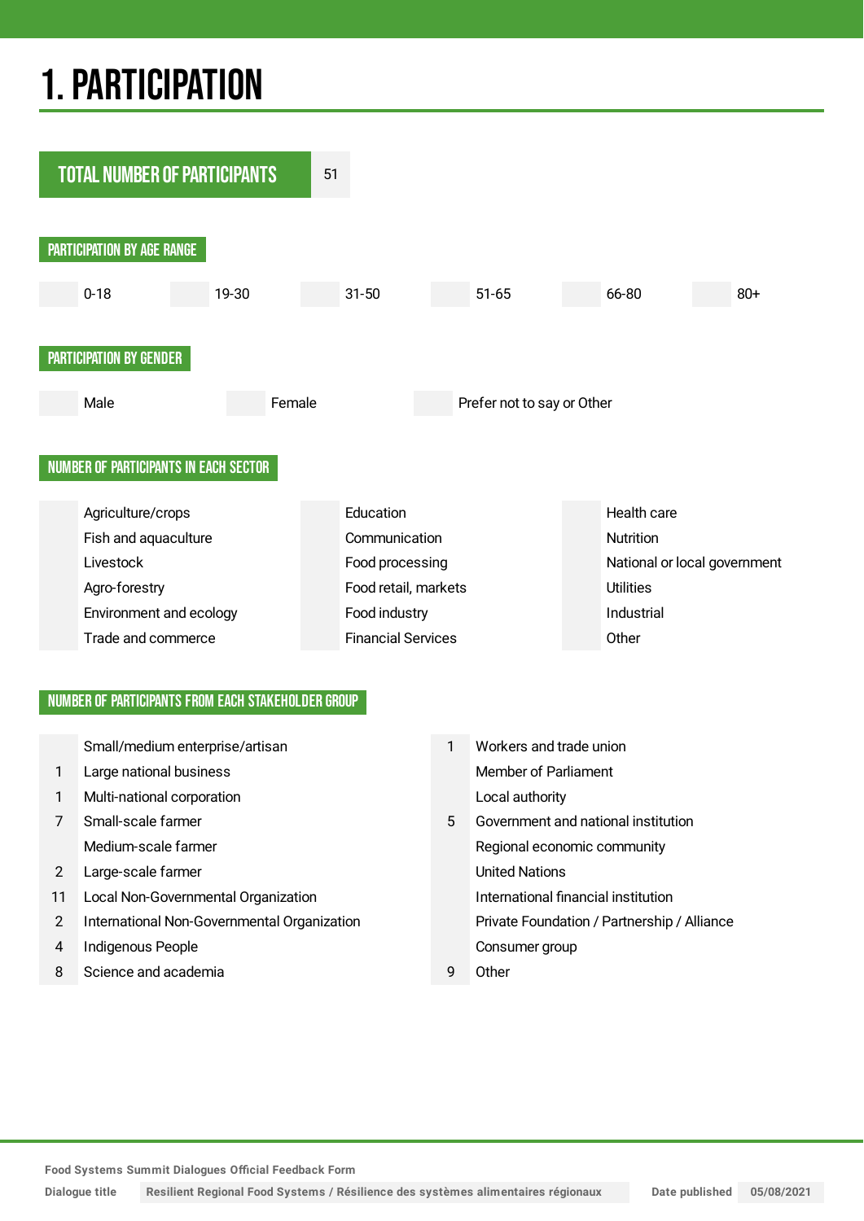# 1. PARTICIPATION

**TOTAL NUMBER OF PARTICIPANTS** 51

## PARTICIPATION BY AGE RANGE

| | 0-18 | | 19-30 | | 31-50 | | 51-65 | | 66-80 | | 80+ |
|---|---|---|---|---|---|---|---|---|---|---|---|

## PARTICIPATION BY GENDER

| | Male | | Female | | Prefer not to say or Other |
|---|---|---|---|---|---|

## NUMBER OF PARTICIPANTS IN EACH SECTOR

| | | | | | |
|---|---|---|---|---|---|
| | Agriculture/crops | | Education | | Health care |
| | Fish and aquaculture | | Communication | | Nutrition |
| | Livestock | | Food processing | | National or local government |
| | Agro-forestry | | Food retail, markets | | Utilities |
| | Environment and ecology | | Food industry | | Industrial |
| | Trade and commerce | | Financial Services | | Other |

## NUMBER OF PARTICIPANTS FROM EACH STAKEHOLDER GROUP

| | | | |
|---|---|---|---|
| | Small/medium enterprise/artisan | 1 | Workers and trade union |
| 1 | Large national business | | Member of Parliament |
| 1 | Multi-national corporation | | Local authority |
| 7 | Small-scale farmer | 5 | Government and national institution |
| | Medium-scale farmer | | Regional economic community |
| 2 | Large-scale farmer | | United Nations |
| 11 | Local Non-Governmental Organization | | International financial institution |
| 2 | International Non-Governmental Organization | | Private Foundation / Partnership / Alliance |
| 4 | Indigenous People | | Consumer group |
| 8 | Science and academia | 9 | Other |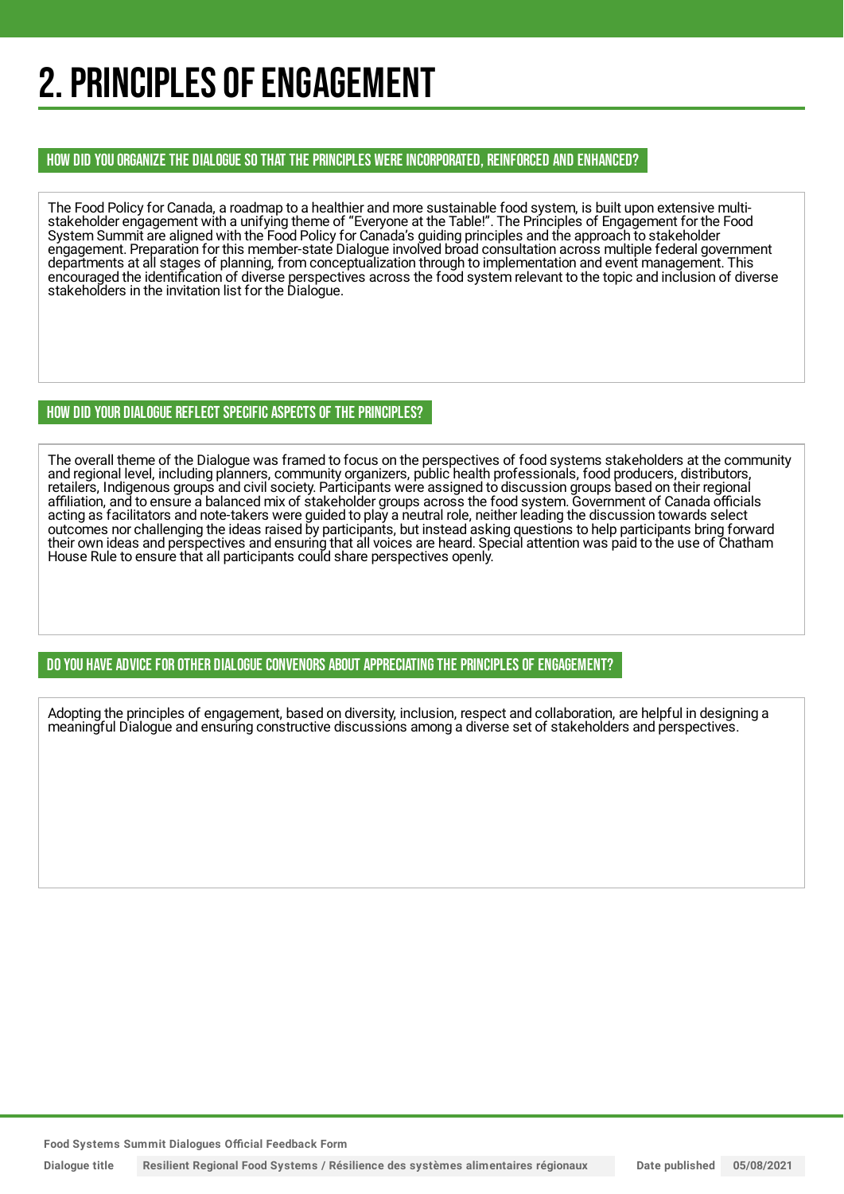# 2. PRINCIPLES OF ENGAGEMENT

## HOW DID YOU ORGANIZE THE DIALOGUE SO THAT THE PRINCIPLES WERE INCORPORATED, REINFORCED AND ENHANCED?

The Food Policy for Canada, a roadmap to a healthier and more sustainable food system, is built upon extensive multi-stakeholder engagement with a unifying theme of "Everyone at the Table!". The Principles of Engagement for the Food System Summit are aligned with the Food Policy for Canada's guiding principles and the approach to stakeholder engagement. Preparation for this member-state Dialogue involved broad consultation across multiple federal government departments at all stages of planning, from conceptualization through to implementation and event management. This encouraged the identification of diverse perspectives across the food system relevant to the topic and inclusion of diverse stakeholders in the invitation list for the Dialogue.

## HOW DID YOUR DIALOGUE REFLECT SPECIFIC ASPECTS OF THE PRINCIPLES?

The overall theme of the Dialogue was framed to focus on the perspectives of food systems stakeholders at the community and regional level, including planners, community organizers, public health professionals, food producers, distributors, retailers, Indigenous groups and civil society. Participants were assigned to discussion groups based on their regional affiliation, and to ensure a balanced mix of stakeholder groups across the food system. Government of Canada officials acting as facilitators and note-takers were guided to play a neutral role, neither leading the discussion towards select outcomes nor challenging the ideas raised by participants, but instead asking questions to help participants bring forward their own ideas and perspectives and ensuring that all voices are heard. Special attention was paid to the use of Chatham House Rule to ensure that all participants could share perspectives openly.

## DO YOU HAVE ADVICE FOR OTHER DIALOGUE CONVENORS ABOUT APPRECIATING THE PRINCIPLES OF ENGAGEMENT?

Adopting the principles of engagement, based on diversity, inclusion, respect and collaboration, are helpful in designing a meaningful Dialogue and ensuring constructive discussions among a diverse set of stakeholders and perspectives.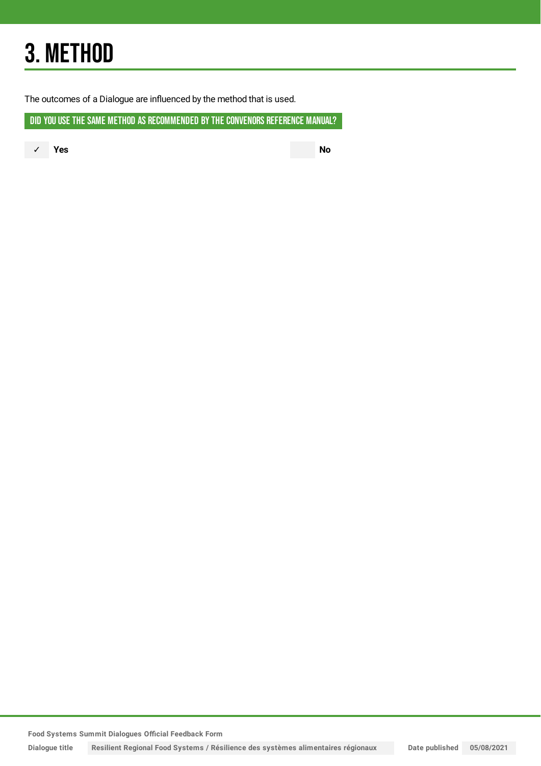# 3. METHOD

The outcomes of a Dialogue are influenced by the method that is used.

## DID YOU USE THE SAME METHOD AS RECOMMENDED BY THE CONVENORS REFERENCE MANUAL?

✓ **Yes**

**No**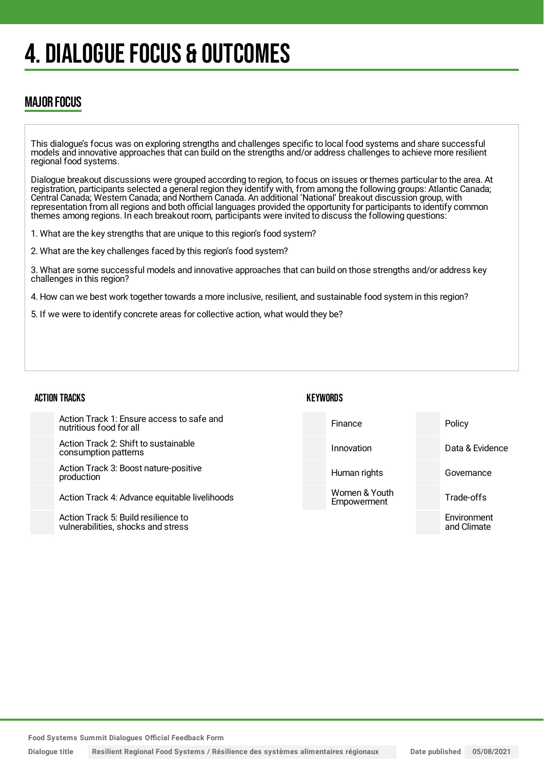# 4. DIALOGUE FOCUS & OUTCOMES

## MAJOR FOCUS

This dialogue's focus was on exploring strengths and challenges specific to local food systems and share successful models and innovative approaches that can build on the strengths and/or address challenges to achieve more resilient regional food systems.

Dialogue breakout discussions were grouped according to region, to focus on issues or themes particular to the area. At registration, participants selected a general region they identify with, from among the following groups: Atlantic Canada; Central Canada; Western Canada; and Northern Canada. An additional 'National' breakout discussion group, with representation from all regions and both official languages provided the opportunity for participants to identify common themes among regions. In each breakout room, participants were invited to discuss the following questions:

1. What are the key strengths that are unique to this region's food system?

2. What are the key challenges faced by this region's food system?

3. What are some successful models and innovative approaches that can build on those strengths and/or address key challenges in this region?

4. How can we best work together towards a more inclusive, resilient, and sustainable food system in this region?

5. If we were to identify concrete areas for collective action, what would they be?

### ACTION TRACKS

| | |
|---|---|
| | Action Track 1: Ensure access to safe and nutritious food for all |
| | Action Track 2: Shift to sustainable consumption patterns |
| | Action Track 3: Boost nature-positive production |
| | Action Track 4: Advance equitable livelihoods |
| | Action Track 5: Build resilience to vulnerabilities, shocks and stress |

### KEYWORDS

| | | | |
|---|---|---|---|
| | Finance | | Policy |
| | Innovation | | Data & Evidence |
| | Human rights | | Governance |
| | Women & Youth Empowerment | | Trade-offs |
| | | | Environment and Climate |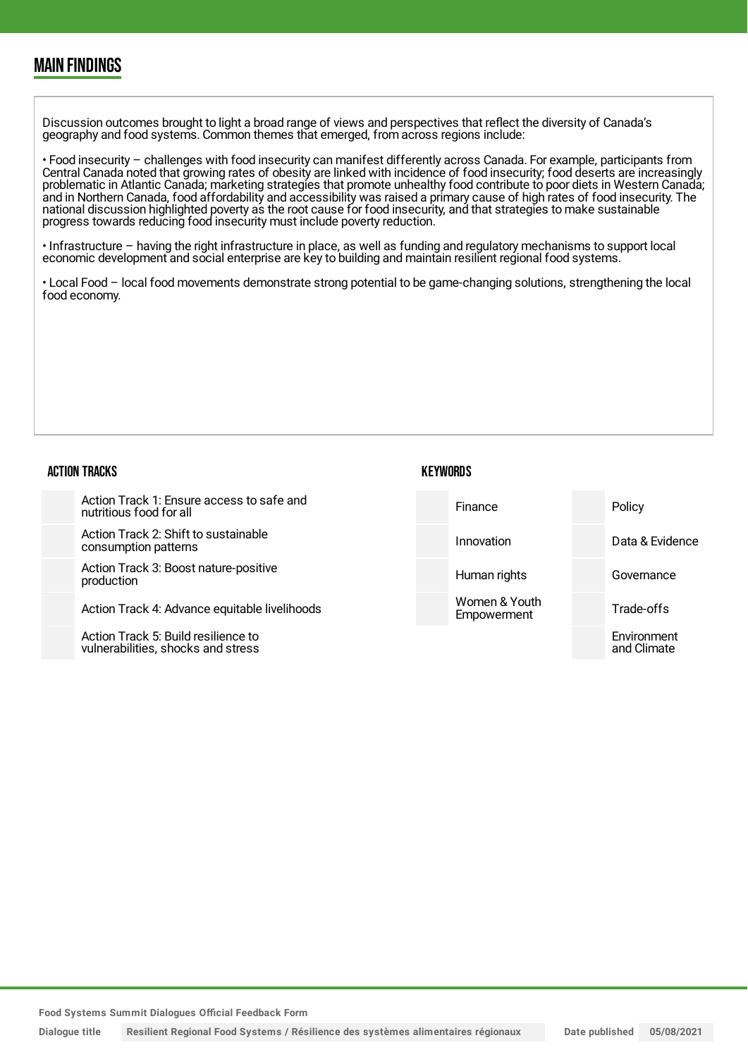## MAIN FINDINGS

Discussion outcomes brought to light a broad range of views and perspectives that reflect the diversity of Canada's geography and food systems. Common themes that emerged, from across regions include:

• Food insecurity – challenges with food insecurity can manifest differently across Canada. For example, participants from Central Canada noted that growing rates of obesity are linked with incidence of food insecurity; food deserts are increasingly problematic in Atlantic Canada; marketing strategies that promote unhealthy food contribute to poor diets in Western Canada; and in Northern Canada, food affordability and accessibility was raised a primary cause of high rates of food insecurity. The national discussion highlighted poverty as the root cause for food insecurity, and that strategies to make sustainable progress towards reducing food insecurity must include poverty reduction.

• Infrastructure – having the right infrastructure in place, as well as funding and regulatory mechanisms to support local economic development and social enterprise are key to building and maintain resilient regional food systems.

• Local Food – local food movements demonstrate strong potential to be game-changing solutions, strengthening the local food economy.

### ACTION TRACKS

- Action Track 1: Ensure access to safe and nutritious food for all
- Action Track 2: Shift to sustainable consumption patterns
- Action Track 3: Boost nature-positive production
- Action Track 4: Advance equitable livelihoods
- Action Track 5: Build resilience to vulnerabilities, shocks and stress

### KEYWORDS

| | |
|---|---|
| Finance | Policy |
| Innovation | Data & Evidence |
| Human rights | Governance |
| Women & Youth Empowerment | Trade-offs |
| | Environment and Climate |

Food Systems Summit Dialogues Official Feedback Form

Dialogue title: Resilient Regional Food Systems / Résilience des systèmes alimentaires régionaux — Date published: 05/08/2021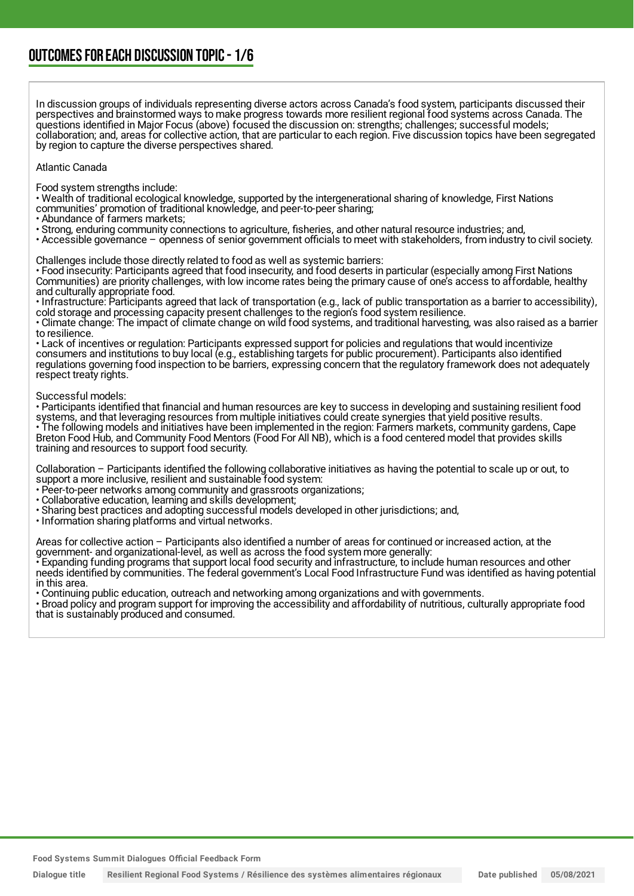## OUTCOMES FOR EACH DISCUSSION TOPIC - 1/6

In discussion groups of individuals representing diverse actors across Canada's food system, participants discussed their perspectives and brainstormed ways to make progress towards more resilient regional food systems across Canada. The questions identified in Major Focus (above) focused the discussion on: strengths; challenges; successful models; collaboration; and, areas for collective action, that are particular to each region. Five discussion topics have been segregated by region to capture the diverse perspectives shared.

Atlantic Canada

Food system strengths include:

- Wealth of traditional ecological knowledge, supported by the intergenerational sharing of knowledge, First Nations communities' promotion of traditional knowledge, and peer-to-peer sharing;
- Abundance of farmers markets;
- Strong, enduring community connections to agriculture, fisheries, and other natural resource industries; and,
- Accessible governance – openness of senior government officials to meet with stakeholders, from industry to civil society.

Challenges include those directly related to food as well as systemic barriers:

- Food insecurity: Participants agreed that food insecurity, and food deserts in particular (especially among First Nations Communities) are priority challenges, with low income rates being the primary cause of one's access to affordable, healthy and culturally appropriate food.
- Infrastructure: Participants agreed that lack of transportation (e.g., lack of public transportation as a barrier to accessibility), cold storage and processing capacity present challenges to the region's food system resilience.
- Climate change: The impact of climate change on wild food systems, and traditional harvesting, was also raised as a barrier to resilience.
- Lack of incentives or regulation: Participants expressed support for policies and regulations that would incentivize consumers and institutions to buy local (e.g., establishing targets for public procurement). Participants also identified regulations governing food inspection to be barriers, expressing concern that the regulatory framework does not adequately respect treaty rights.

Successful models:

- Participants identified that financial and human resources are key to success in developing and sustaining resilient food systems, and that leveraging resources from multiple initiatives could create synergies that yield positive results.
- The following models and initiatives have been implemented in the region: Farmers markets, community gardens, Cape Breton Food Hub, and Community Food Mentors (Food For All NB), which is a food centered model that provides skills training and resources to support food security.

Collaboration – Participants identified the following collaborative initiatives as having the potential to scale up or out, to support a more inclusive, resilient and sustainable food system:

- Peer-to-peer networks among community and grassroots organizations;
- Collaborative education, learning and skills development;
- Sharing best practices and adopting successful models developed in other jurisdictions; and,
- Information sharing platforms and virtual networks.

Areas for collective action – Participants also identified a number of areas for continued or increased action, at the government- and organizational-level, as well as across the food system more generally:

- Expanding funding programs that support local food security and infrastructure, to include human resources and other needs identified by communities. The federal government's Local Food Infrastructure Fund was identified as having potential in this area.
- Continuing public education, outreach and networking among organizations and with governments.
- Broad policy and program support for improving the accessibility and affordability of nutritious, culturally appropriate food that is sustainably produced and consumed.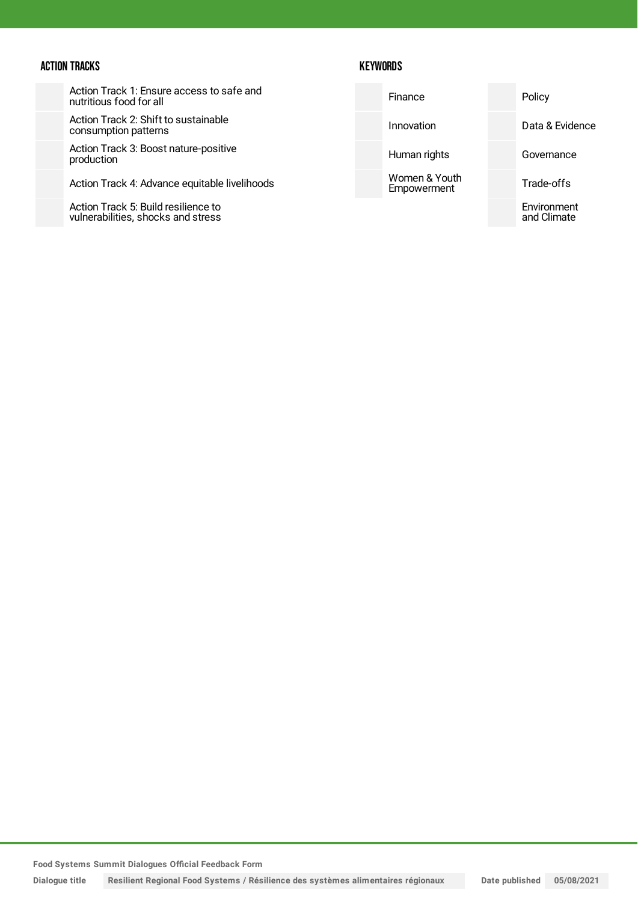### ACTION TRACKS

| | |
|---|---|
| | Action Track 1: Ensure access to safe and nutritious food for all |
| | Action Track 2: Shift to sustainable consumption patterns |
| | Action Track 3: Boost nature-positive production |
| | Action Track 4: Advance equitable livelihoods |
| | Action Track 5: Build resilience to vulnerabilities, shocks and stress |

### KEYWORDS

| | | | |
|---|---|---|---|
| | Finance | | Policy |
| | Innovation | | Data & Evidence |
| | Human rights | | Governance |
| | Women & Youth Empowerment | | Trade-offs |
| | | | Environment and Climate |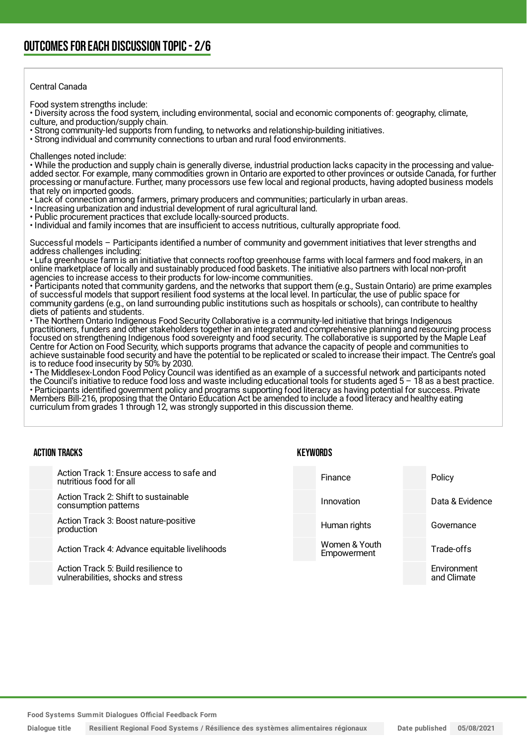## OUTCOMES FOR EACH DISCUSSION TOPIC - 2/6

Central Canada

Food system strengths include:

• Diversity across the food system, including environmental, social and economic components of: geography, climate, culture, and production/supply chain.
• Strong community-led supports from funding, to networks and relationship-building initiatives.
• Strong individual and community connections to urban and rural food environments.

Challenges noted include:

• While the production and supply chain is generally diverse, industrial production lacks capacity in the processing and value-added sector. For example, many commodities grown in Ontario are exported to other provinces or outside Canada, for further processing or manufacture. Further, many processors use few local and regional products, having adopted business models that rely on imported goods.
• Lack of connection among farmers, primary producers and communities; particularly in urban areas.
• Increasing urbanization and industrial development of rural agricultural land.
• Public procurement practices that exclude locally-sourced products.
• Individual and family incomes that are insufficient to access nutritious, culturally appropriate food.

Successful models – Participants identified a number of community and government initiatives that lever strengths and address challenges including:

• Lufa greenhouse farm is an initiative that connects rooftop greenhouse farms with local farmers and food makers, in an online marketplace of locally and sustainably produced food baskets. The initiative also partners with local non-profit agencies to increase access to their products for low-income communities.
• Participants noted that community gardens, and the networks that support them (e.g., Sustain Ontario) are prime examples of successful models that support resilient food systems at the local level. In particular, the use of public space for community gardens (e.g., on land surrounding public institutions such as hospitals or schools), can contribute to healthy diets of patients and students.
• The Northern Ontario Indigenous Food Security Collaborative is a community-led initiative that brings Indigenous practitioners, funders and other stakeholders together in an integrated and comprehensive planning and resourcing process focused on strengthening Indigenous food sovereignty and food security. The collaborative is supported by the Maple Leaf Centre for Action on Food Security, which supports programs that advance the capacity of people and communities to achieve sustainable food security and have the potential to be replicated or scaled to increase their impact. The Centre's goal is to reduce food insecurity by 50% by 2030.
• The Middlesex-London Food Policy Council was identified as an example of a successful network and participants noted the Council's initiative to reduce food loss and waste including educational tools for students aged 5 – 18 as a best practice.
• Participants identified government policy and programs supporting food literacy as having potential for success. Private Members Bill-216, proposing that the Ontario Education Act be amended to include a food literacy and healthy eating curriculum from grades 1 through 12, was strongly supported in this discussion theme.

### ACTION TRACKS

- Action Track 1: Ensure access to safe and nutritious food for all
- Action Track 2: Shift to sustainable consumption patterns
- Action Track 3: Boost nature-positive production
- Action Track 4: Advance equitable livelihoods
- Action Track 5: Build resilience to vulnerabilities, shocks and stress

### KEYWORDS

- Finance
- Innovation
- Human rights
- Women & Youth Empowerment
- Policy
- Data & Evidence
- Governance
- Trade-offs
- Environment and Climate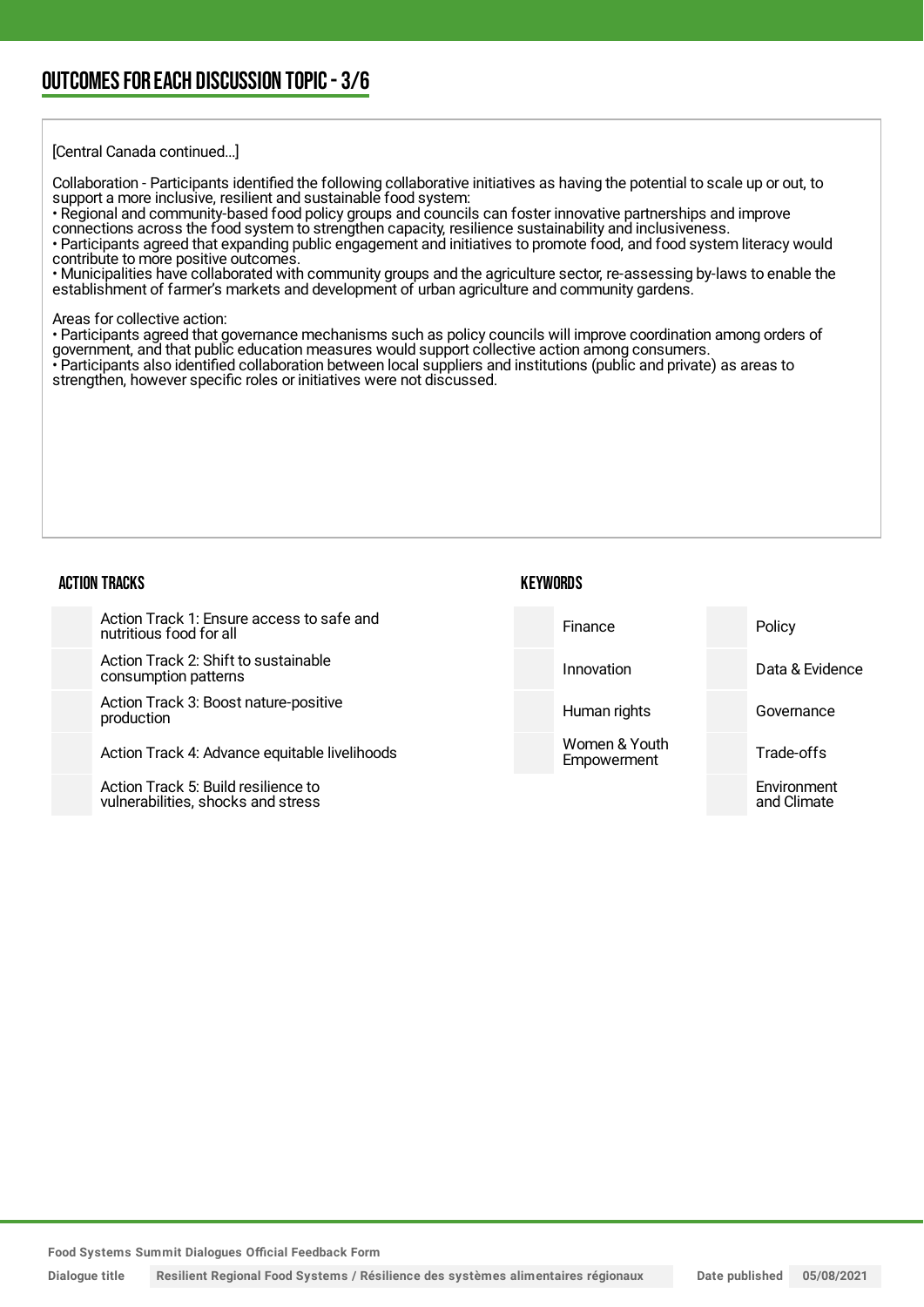## OUTCOMES FOR EACH DISCUSSION TOPIC - 3/6

[Central Canada continued...]

Collaboration - Participants identified the following collaborative initiatives as having the potential to scale up or out, to support a more inclusive, resilient and sustainable food system:
• Regional and community-based food policy groups and councils can foster innovative partnerships and improve connections across the food system to strengthen capacity, resilience sustainability and inclusiveness.
• Participants agreed that expanding public engagement and initiatives to promote food, and food system literacy would contribute to more positive outcomes.
• Municipalities have collaborated with community groups and the agriculture sector, re-assessing by-laws to enable the establishment of farmer's markets and development of urban agriculture and community gardens.

Areas for collective action:
• Participants agreed that governance mechanisms such as policy councils will improve coordination among orders of government, and that public education measures would support collective action among consumers.
• Participants also identified collaboration between local suppliers and institutions (public and private) as areas to strengthen, however specific roles or initiatives were not discussed.

### ACTION TRACKS

- Action Track 1: Ensure access to safe and nutritious food for all
- Action Track 2: Shift to sustainable consumption patterns
- Action Track 3: Boost nature-positive production
- Action Track 4: Advance equitable livelihoods
- Action Track 5: Build resilience to vulnerabilities, shocks and stress

### KEYWORDS

- Finance
- Innovation
- Human rights
- Women & Youth Empowerment
- Policy
- Data & Evidence
- Governance
- Trade-offs
- Environment and Climate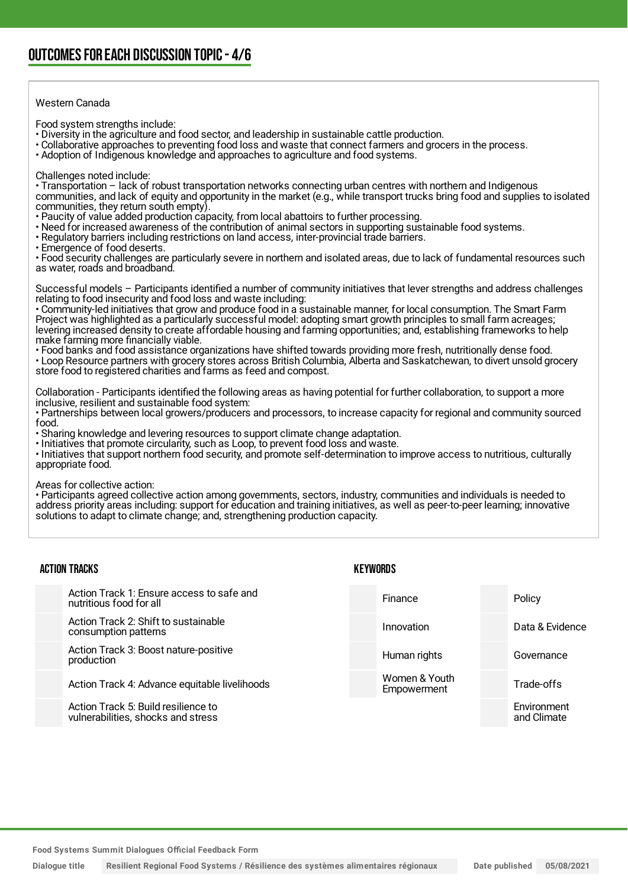## OUTCOMES FOR EACH DISCUSSION TOPIC - 4/6

Western Canada

Food system strengths include:
• Diversity in the agriculture and food sector, and leadership in sustainable cattle production.
• Collaborative approaches to preventing food loss and waste that connect farmers and grocers in the process.
• Adoption of Indigenous knowledge and approaches to agriculture and food systems.

Challenges noted include:
• Transportation – lack of robust transportation networks connecting urban centres with northern and Indigenous communities, and lack of equity and opportunity in the market (e.g., while transport trucks bring food and supplies to isolated communities, they return south empty).
• Paucity of value added production capacity, from local abattoirs to further processing.
• Need for increased awareness of the contribution of animal sectors in supporting sustainable food systems.
• Regulatory barriers including restrictions on land access, inter-provincial trade barriers.
• Emergence of food deserts.
• Food security challenges are particularly severe in northern and isolated areas, due to lack of fundamental resources such as water, roads and broadband.

Successful models – Participants identified a number of community initiatives that lever strengths and address challenges relating to food insecurity and food loss and waste including:
• Community-led initiatives that grow and produce food in a sustainable manner, for local consumption. The Smart Farm Project was highlighted as a particularly successful model: adopting smart growth principles to small farm acreages; levering increased density to create affordable housing and farming opportunities; and, establishing frameworks to help make farming more financially viable.
• Food banks and food assistance organizations have shifted towards providing more fresh, nutritionally dense food.
• Loop Resource partners with grocery stores across British Columbia, Alberta and Saskatchewan, to divert unsold grocery store food to registered charities and farms as feed and compost.

Collaboration - Participants identified the following areas as having potential for further collaboration, to support a more inclusive, resilient and sustainable food system:
• Partnerships between local growers/producers and processors, to increase capacity for regional and community sourced food.
• Sharing knowledge and levering resources to support climate change adaptation.
• Initiatives that promote circularity, such as Loop, to prevent food loss and waste.
• Initiatives that support northern food security, and promote self-determination to improve access to nutritious, culturally appropriate food.

Areas for collective action:
• Participants agreed collective action among governments, sectors, industry, communities and individuals is needed to address priority areas including: support for education and training initiatives, as well as peer-to-peer learning; innovative solutions to adapt to climate change; and, strengthening production capacity.

### ACTION TRACKS

- Action Track 1: Ensure access to safe and nutritious food for all
- Action Track 2: Shift to sustainable consumption patterns
- Action Track 3: Boost nature-positive production
- Action Track 4: Advance equitable livelihoods
- Action Track 5: Build resilience to vulnerabilities, shocks and stress

### KEYWORDS

- Finance
- Innovation
- Human rights
- Women & Youth Empowerment
- Policy
- Data & Evidence
- Governance
- Trade-offs
- Environment and Climate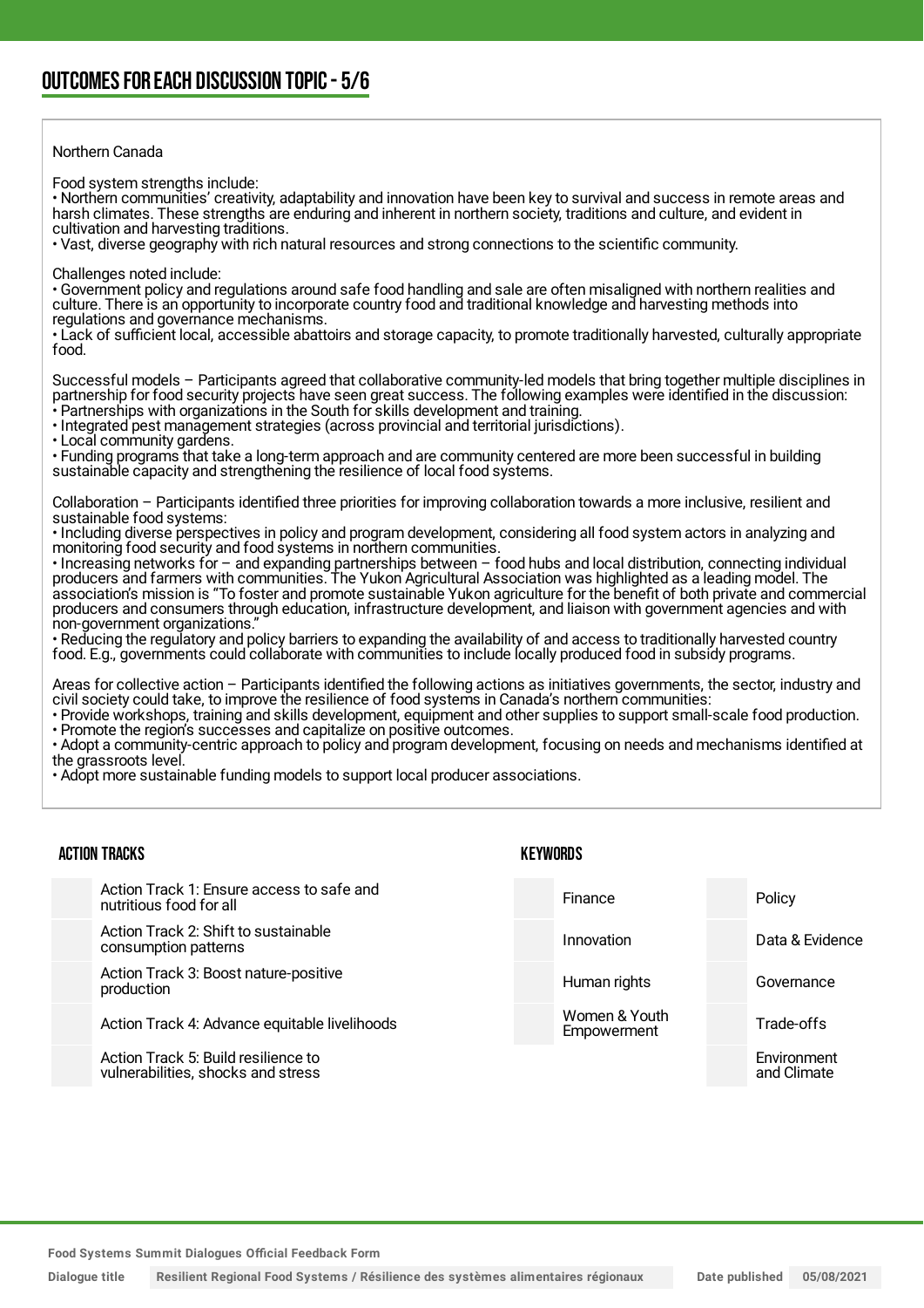## OUTCOMES FOR EACH DISCUSSION TOPIC - 5/6

Northern Canada

Food system strengths include:
• Northern communities' creativity, adaptability and innovation have been key to survival and success in remote areas and harsh climates. These strengths are enduring and inherent in northern society, traditions and culture, and evident in cultivation and harvesting traditions.
• Vast, diverse geography with rich natural resources and strong connections to the scientific community.

Challenges noted include:
• Government policy and regulations around safe food handling and sale are often misaligned with northern realities and culture. There is an opportunity to incorporate country food and traditional knowledge and harvesting methods into regulations and governance mechanisms.
• Lack of sufficient local, accessible abattoirs and storage capacity, to promote traditionally harvested, culturally appropriate food.

Successful models – Participants agreed that collaborative community-led models that bring together multiple disciplines in partnership for food security projects have seen great success. The following examples were identified in the discussion:
• Partnerships with organizations in the South for skills development and training.
• Integrated pest management strategies (across provincial and territorial jurisdictions).
• Local community gardens.
• Funding programs that take a long-term approach and are community centered are more been successful in building sustainable capacity and strengthening the resilience of local food systems.

Collaboration – Participants identified three priorities for improving collaboration towards a more inclusive, resilient and sustainable food systems:
• Including diverse perspectives in policy and program development, considering all food system actors in analyzing and monitoring food security and food systems in northern communities.
• Increasing networks for – and expanding partnerships between – food hubs and local distribution, connecting individual producers and farmers with communities. The Yukon Agricultural Association was highlighted as a leading model. The association's mission is "To foster and promote sustainable Yukon agriculture for the benefit of both private and commercial producers and consumers through education, infrastructure development, and liaison with government agencies and with non-government organizations."
• Reducing the regulatory and policy barriers to expanding the availability of and access to traditionally harvested country food. E.g., governments could collaborate with communities to include locally produced food in subsidy programs.

Areas for collective action – Participants identified the following actions as initiatives governments, the sector, industry and civil society could take, to improve the resilience of food systems in Canada's northern communities:
• Provide workshops, training and skills development, equipment and other supplies to support small-scale food production.
• Promote the region's successes and capitalize on positive outcomes.
• Adopt a community-centric approach to policy and program development, focusing on needs and mechanisms identified at the grassroots level.
• Adopt more sustainable funding models to support local producer associations.

### ACTION TRACKS

- Action Track 1: Ensure access to safe and nutritious food for all
- Action Track 2: Shift to sustainable consumption patterns
- Action Track 3: Boost nature-positive production
- Action Track 4: Advance equitable livelihoods
- Action Track 5: Build resilience to vulnerabilities, shocks and stress

### KEYWORDS

- Finance
- Innovation
- Human rights
- Women & Youth Empowerment
- Policy
- Data & Evidence
- Governance
- Trade-offs
- Environment and Climate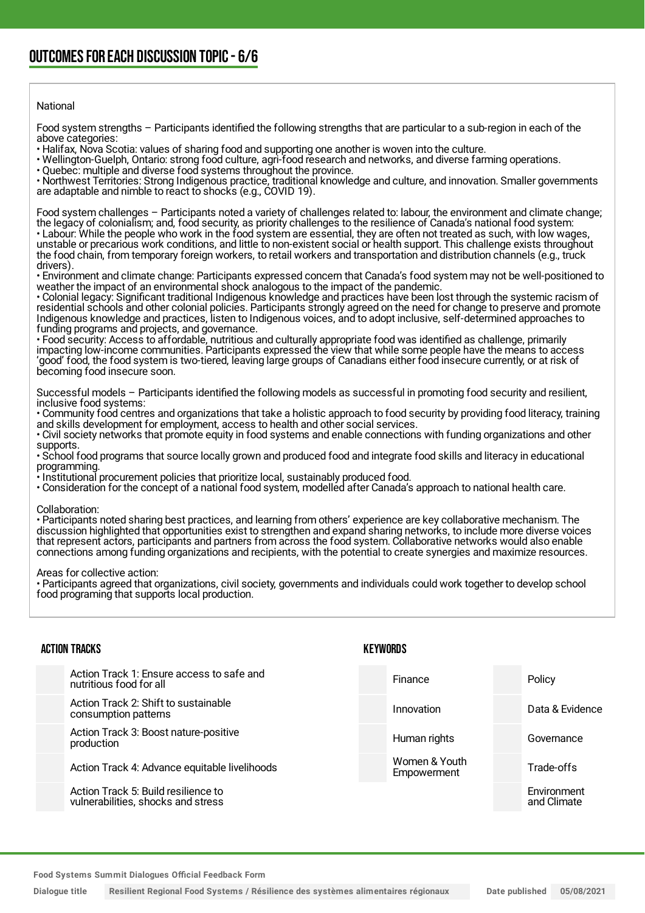## OUTCOMES FOR EACH DISCUSSION TOPIC - 6/6

National

Food system strengths – Participants identified the following strengths that are particular to a sub-region in each of the above categories:
• Halifax, Nova Scotia: values of sharing food and supporting one another is woven into the culture.
• Wellington-Guelph, Ontario: strong food culture, agri-food research and networks, and diverse farming operations.
• Quebec: multiple and diverse food systems throughout the province.
• Northwest Territories: Strong Indigenous practice, traditional knowledge and culture, and innovation. Smaller governments are adaptable and nimble to react to shocks (e.g., COVID 19).

Food system challenges – Participants noted a variety of challenges related to: labour, the environment and climate change; the legacy of colonialism; and, food security, as priority challenges to the resilience of Canada's national food system:
• Labour: While the people who work in the food system are essential, they are often not treated as such, with low wages, unstable or precarious work conditions, and little to non-existent social or health support. This challenge exists throughout the food chain, from temporary foreign workers, to retail workers and transportation and distribution channels (e.g., truck drivers).
• Environment and climate change: Participants expressed concern that Canada's food system may not be well-positioned to weather the impact of an environmental shock analogous to the impact of the pandemic.
• Colonial legacy: Significant traditional Indigenous knowledge and practices have been lost through the systemic racism of residential schools and other colonial policies. Participants strongly agreed on the need for change to preserve and promote Indigenous knowledge and practices, listen to Indigenous voices, and to adopt inclusive, self-determined approaches to funding programs and projects, and governance.
• Food security: Access to affordable, nutritious and culturally appropriate food was identified as challenge, primarily impacting low-income communities. Participants expressed the view that while some people have the means to access 'good' food, the food system is two-tiered, leaving large groups of Canadians either food insecure currently, or at risk of becoming food insecure soon.

Successful models – Participants identified the following models as successful in promoting food security and resilient, inclusive food systems:
• Community food centres and organizations that take a holistic approach to food security by providing food literacy, training and skills development for employment, access to health and other social services.
• Civil society networks that promote equity in food systems and enable connections with funding organizations and other supports.
• School food programs that source locally grown and produced food and integrate food skills and literacy in educational programming.
• Institutional procurement policies that prioritize local, sustainably produced food.
• Consideration for the concept of a national food system, modelled after Canada's approach to national health care.

Collaboration:
• Participants noted sharing best practices, and learning from others' experience are key collaborative mechanism. The discussion highlighted that opportunities exist to strengthen and expand sharing networks, to include more diverse voices that represent actors, participants and partners from across the food system. Collaborative networks would also enable connections among funding organizations and recipients, with the potential to create synergies and maximize resources.

Areas for collective action:
• Participants agreed that organizations, civil society, governments and individuals could work together to develop school food programing that supports local production.

### ACTION TRACKS

| | |
|---|---|
| | Action Track 1: Ensure access to safe and nutritious food for all |
| | Action Track 2: Shift to sustainable consumption patterns |
| | Action Track 3: Boost nature-positive production |
| | Action Track 4: Advance equitable livelihoods |
| | Action Track 5: Build resilience to vulnerabilities, shocks and stress |

### KEYWORDS

| | | | |
|---|---|---|---|
| | Finance | | Policy |
| | Innovation | | Data & Evidence |
| | Human rights | | Governance |
| | Women & Youth Empowerment | | Trade-offs |
| | | | Environment and Climate |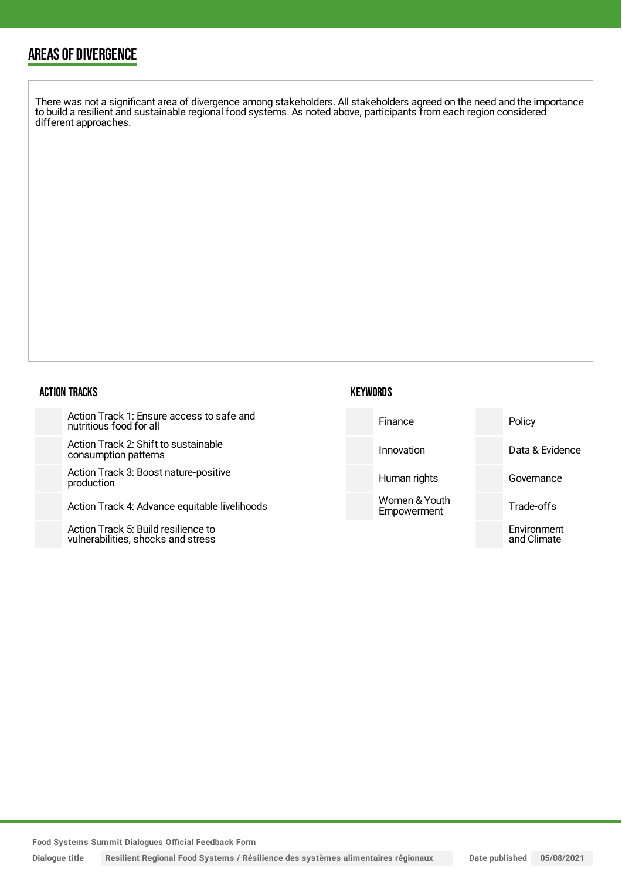## AREAS OF DIVERGENCE

There was not a significant area of divergence among stakeholders. All stakeholders agreed on the need and the importance to build a resilient and sustainable regional food systems. As noted above, participants from each region considered different approaches.

### ACTION TRACKS

- Action Track 1: Ensure access to safe and nutritious food for all
- Action Track 2: Shift to sustainable consumption patterns
- Action Track 3: Boost nature-positive production
- Action Track 4: Advance equitable livelihoods
- Action Track 5: Build resilience to vulnerabilities, shocks and stress

### KEYWORDS

- Finance
- Innovation
- Human rights
- Women & Youth Empowerment
- Policy
- Data & Evidence
- Governance
- Trade-offs
- Environment and Climate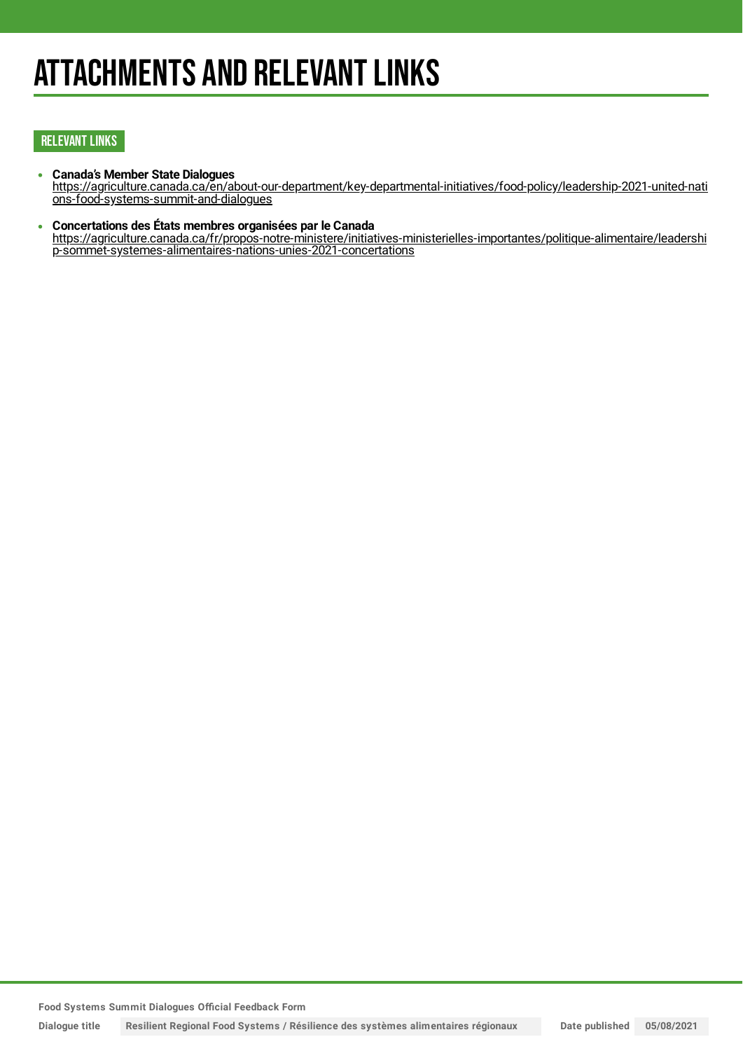# ATTACHMENTS AND RELEVANT LINKS

## RELEVANT LINKS

- **Canada's Member State Dialogues**
  https://agriculture.canada.ca/en/about-our-department/key-departmental-initiatives/food-policy/leadership-2021-united-nations-food-systems-summit-and-dialogues

- **Concertations des États membres organisées par le Canada**
  https://agriculture.canada.ca/fr/propos-notre-ministere/initiatives-ministerielles-importantes/politique-alimentaire/leadership-sommet-systemes-alimentaires-nations-unies-2021-concertations